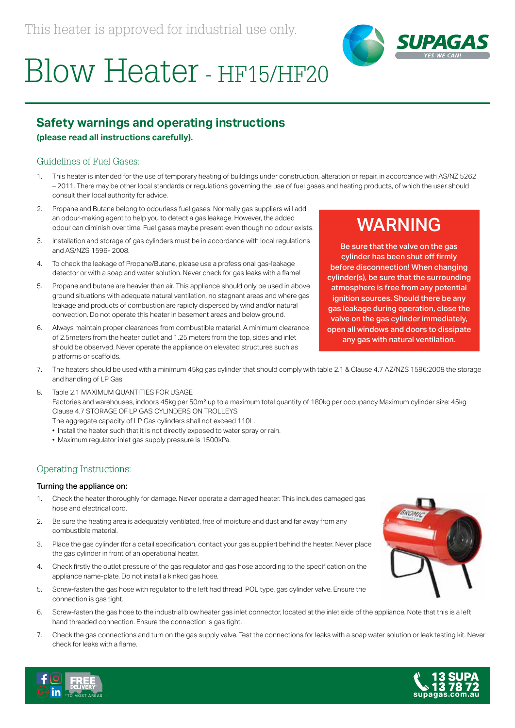This heater is approved for industrial use only.

# Blow Heater - HF15/HF20

## Safety warnings and operating instructions

**(please read all instructions carefully).**

### Guidelines of Fuel Gases:

1. This heater is intended for the use of temporary heating of buildings under construction, alteration or repair, in accordance with AS/NZ 5262 – 2011. There may be other local standards or regulations governing the use of fuel gases and heating products, of which the user should consult their local authority for advice.
2. Propane and Butane belong to odourless fuel gases. Normally gas suppliers will add an odour-making agent to help you to detect a gas leakage. However, the added odour can diminish over time. Fuel gases maybe present even though no odour exists.
3. Installation and storage of gas cylinders must be in accordance with local regulations and AS/NZS 1596- 2008.
4. To check the leakage of Propane/Butane, please use a professional gas-leakage detector or with a soap and water solution. Never check for gas leaks with a flame!
5. Propane and butane are heavier than air. This appliance should only be used in above ground situations with adequate natural ventilation, no stagnant areas and where gas leakage and products of combustion are rapidly dispersed by wind and/or natural convection. Do not operate this heater in basement areas and below ground.
6. Always maintain proper clearances from combustible material. A minimum clearance of 2.5meters from the heater outlet and 1.25 meters from the top, sides and inlet should be observed. Never operate the appliance on elevated structures such as platforms or scaffolds.
7. The heaters should be used with a minimum 45kg gas cylinder that should comply with table 2.1 & Clause 4.7 AZ/NZS 1596:2008 the storage and handling of LP Gas
8. Table 2.1 MAXIMUM QUANTITIES FOR USAGE
   Factories and warehouses, indoors 45kg per 50m² up to a maximum total quantity of 180kg per occupancy Maximum cylinder size: 45kg
   Clause 4.7 STORAGE OF LP GAS CYLINDERS ON TROLLEYS
   The aggregate capacity of LP Gas cylinders shall not exceed 110L.
   - Install the heater such that it is not directly exposed to water spray or rain.
   - Maximum regulator inlet gas supply pressure is 1500kPa.

## WARNING

**Be sure that the valve on the gas cylinder has been shut off firmly before disconnection! When changing cylinder(s), be sure that the surrounding atmosphere is free from any potential ignition sources. Should there be any gas leakage during operation, close the valve on the gas cylinder immediately, open all windows and doors to dissipate any gas with natural ventilation.**

### Operating Instructions:

**Turning the appliance on:**

1. Check the heater thoroughly for damage. Never operate a damaged heater. This includes damaged gas hose and electrical cord.
2. Be sure the heating area is adequately ventilated, free of moisture and dust and far away from any combustible material.
3. Place the gas cylinder (for a detail specification, contact your gas supplier) behind the heater. Never place the gas cylinder in front of an operational heater.
4. Check firstly the outlet pressure of the gas regulator and gas hose according to the specification on the appliance name-plate. Do not install a kinked gas hose.
5. Screw-fasten the gas hose with regulator to the left had thread, POL type, gas cylinder valve. Ensure the connection is gas tight.
6. Screw-fasten the gas hose to the industrial blow heater gas inlet connector, located at the inlet side of the appliance. Note that this is a left hand threaded connection. Ensure the connection is gas tight.
7. Check the gas connections and turn on the gas supply valve. Test the connections for leaks with a soap water solution or leak testing kit. Never check for leaks with a flame.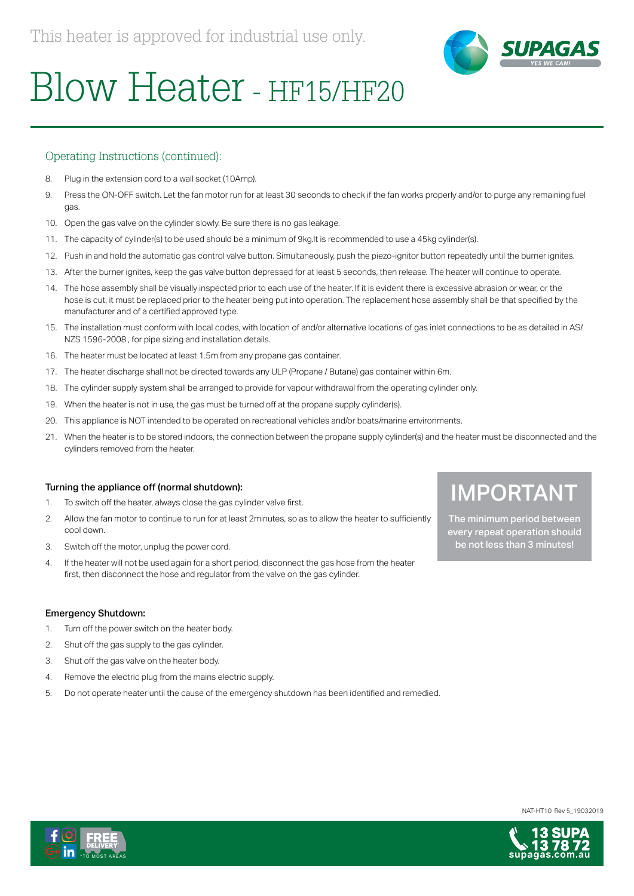This heater is approved for industrial use only.

# Blow Heater - HF15/HF20

## Operating Instructions (continued):

8. Plug in the extension cord to a wall socket (10Amp).
9. Press the ON-OFF switch. Let the fan motor run for at least 30 seconds to check if the fan works properly and/or to purge any remaining fuel gas.
10. Open the gas valve on the cylinder slowly. Be sure there is no gas leakage.
11. The capacity of cylinder(s) to be used should be a minimum of 9kg.It is recommended to use a 45kg cylinder(s).
12. Push in and hold the automatic gas control valve button. Simultaneously, push the piezo-ignitor button repeatedly until the burner ignites.
13. After the burner ignites, keep the gas valve button depressed for at least 5 seconds, then release. The heater will continue to operate.
14. The hose assembly shall be visually inspected prior to each use of the heater. If it is evident there is excessive abrasion or wear, or the hose is cut, it must be replaced prior to the heater being put into operation. The replacement hose assembly shall be that specified by the manufacturer and of a certified approved type.
15. The installation must conform with local codes, with location of and/or alternative locations of gas inlet connections to be as detailed in AS/NZS 1596-2008 , for pipe sizing and installation details.
16. The heater must be located at least 1.5m from any propane gas container.
17. The heater discharge shall not be directed towards any ULP (Propane / Butane) gas container within 6m.
18. The cylinder supply system shall be arranged to provide for vapour withdrawal from the operating cylinder only.
19. When the heater is not in use, the gas must be turned off at the propane supply cylinder(s).
20. This appliance is NOT intended to be operated on recreational vehicles and/or boats/marine environments.
21. When the heater is to be stored indoors, the connection between the propane supply cylinder(s) and the heater must be disconnected and the cylinders removed from the heater.

### Turning the appliance off (normal shutdown):

1. To switch off the heater, always close the gas cylinder valve first.
2. Allow the fan motor to continue to run for at least 2minutes, so as to allow the heater to sufficiently cool down.
3. Switch off the motor, unplug the power cord.
4. If the heater will not be used again for a short period, disconnect the gas hose from the heater first, then disconnect the hose and regulator from the valve on the gas cylinder.

## IMPORTANT

The minimum period between every repeat operation should be not less than 3 minutes!

### Emergency Shutdown:

1. Turn off the power switch on the heater body.
2. Shut off the gas supply to the gas cylinder.
3. Shut off the gas valve on the heater body.
4. Remove the electric plug from the mains electric supply.
5. Do not operate heater until the cause of the emergency shutdown has been identified and remedied.

NAT-HT10 Rev 5_19032019

FREE DELIVERY* *TO MOST AREAS

13 SUPA 13 78 72 supagas.com.au